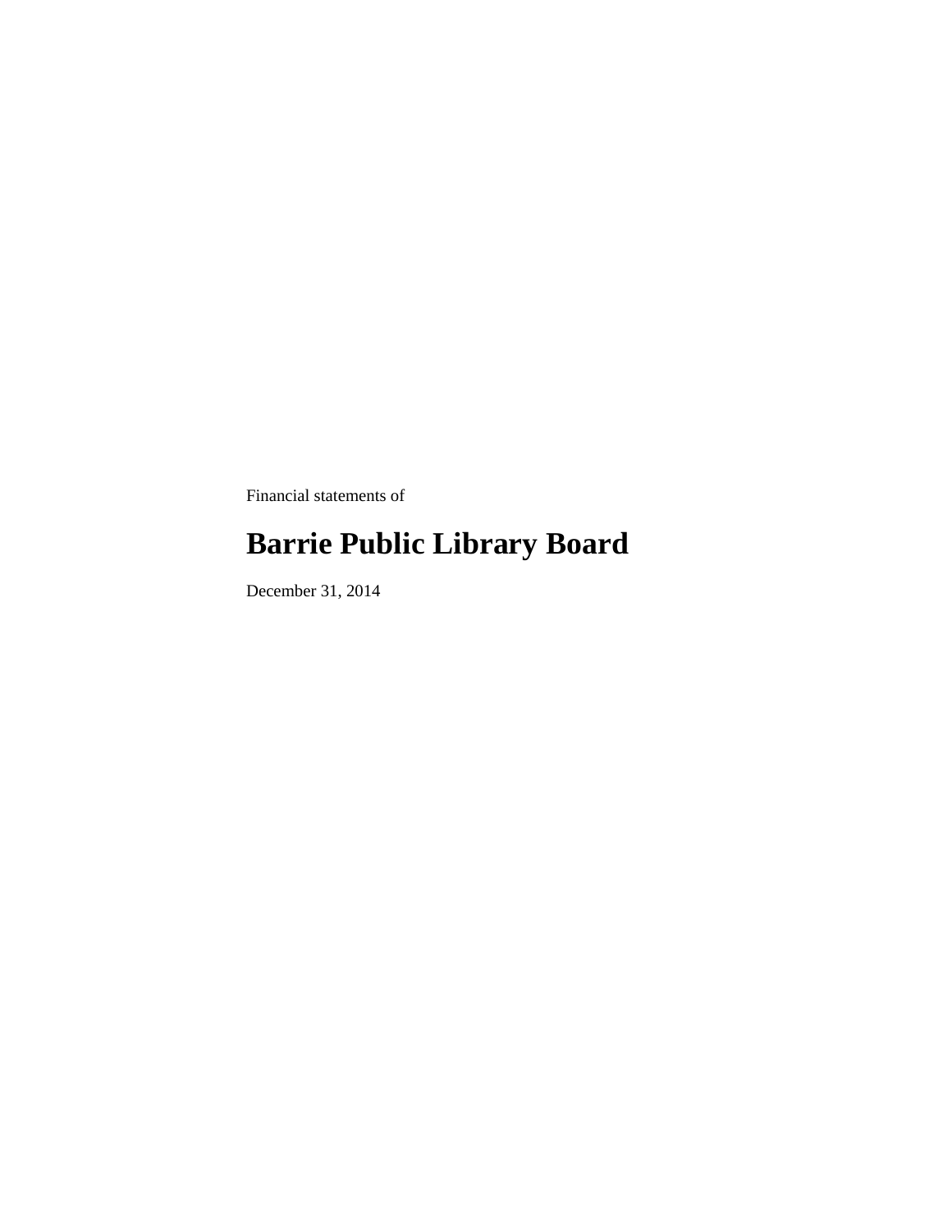Financial statements of

# Barrie Public Library Board

December 31, 2014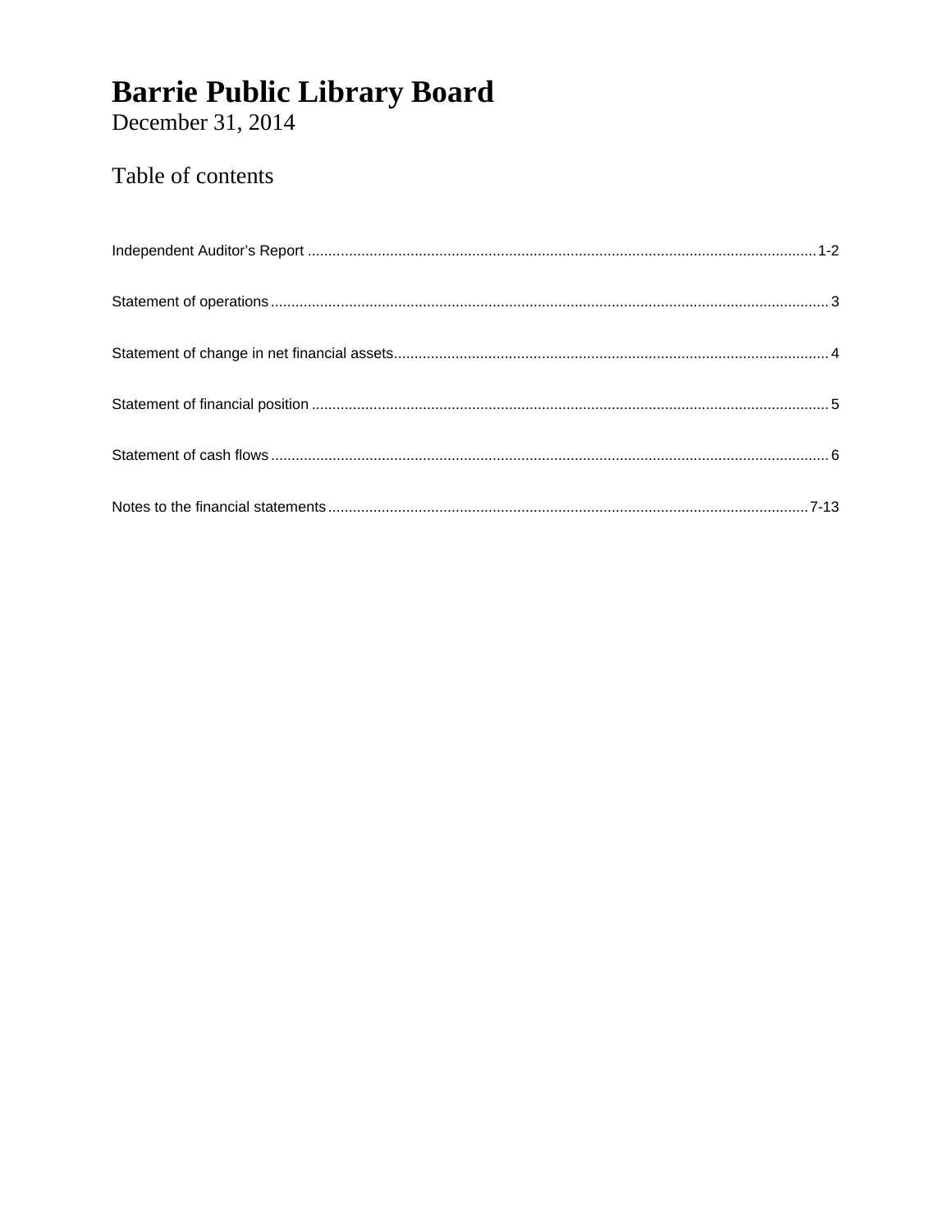# Barrie Public Library Board

December 31, 2014

## Table of contents

| | |
|---|---|
| Independent Auditor's Report | 1-2 |
| Statement of operations | 3 |
| Statement of change in net financial assets | 4 |
| Statement of financial position | 5 |
| Statement of cash flows | 6 |
| Notes to the financial statements | 7-13 |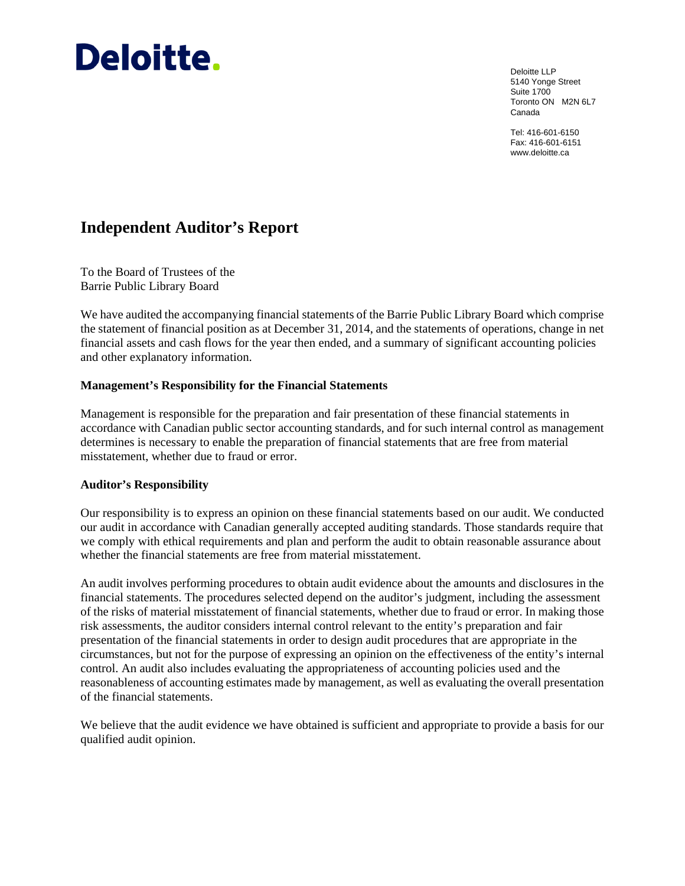Deloitte.

Deloitte LLP
5140 Yonge Street
Suite 1700
Toronto ON M2N 6L7
Canada

Tel: 416-601-6150
Fax: 416-601-6151
www.deloitte.ca

# Independent Auditor's Report

To the Board of Trustees of the
Barrie Public Library Board

We have audited the accompanying financial statements of the Barrie Public Library Board which comprise the statement of financial position as at December 31, 2014, and the statements of operations, change in net financial assets and cash flows for the year then ended, and a summary of significant accounting policies and other explanatory information.

**Management's Responsibility for the Financial Statements**

Management is responsible for the preparation and fair presentation of these financial statements in accordance with Canadian public sector accounting standards, and for such internal control as management determines is necessary to enable the preparation of financial statements that are free from material misstatement, whether due to fraud or error.

**Auditor's Responsibility**

Our responsibility is to express an opinion on these financial statements based on our audit. We conducted our audit in accordance with Canadian generally accepted auditing standards. Those standards require that we comply with ethical requirements and plan and perform the audit to obtain reasonable assurance about whether the financial statements are free from material misstatement.

An audit involves performing procedures to obtain audit evidence about the amounts and disclosures in the financial statements. The procedures selected depend on the auditor's judgment, including the assessment of the risks of material misstatement of financial statements, whether due to fraud or error. In making those risk assessments, the auditor considers internal control relevant to the entity's preparation and fair presentation of the financial statements in order to design audit procedures that are appropriate in the circumstances, but not for the purpose of expressing an opinion on the effectiveness of the entity's internal control. An audit also includes evaluating the appropriateness of accounting policies used and the reasonableness of accounting estimates made by management, as well as evaluating the overall presentation of the financial statements.

We believe that the audit evidence we have obtained is sufficient and appropriate to provide a basis for our qualified audit opinion.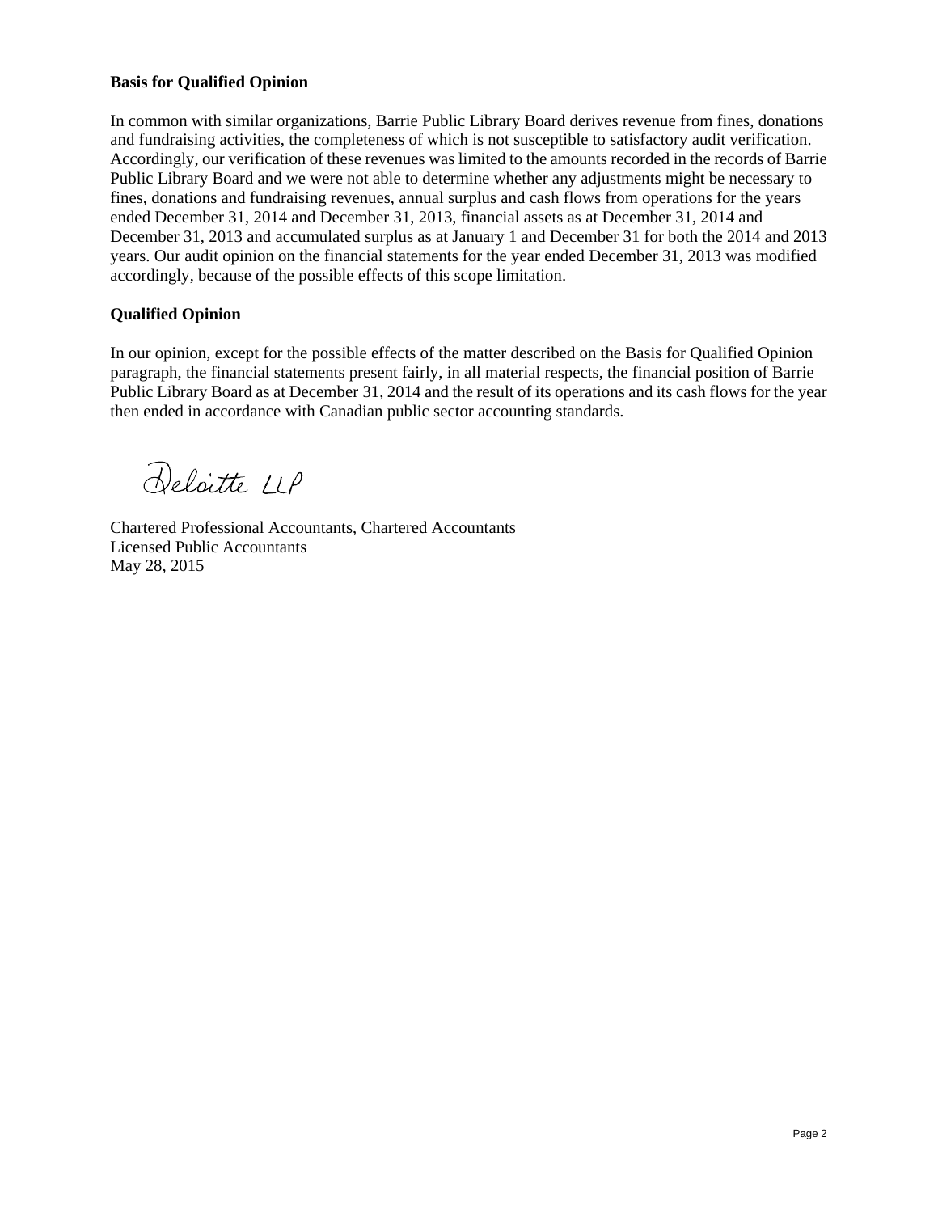**Basis for Qualified Opinion**

In common with similar organizations, Barrie Public Library Board derives revenue from fines, donations and fundraising activities, the completeness of which is not susceptible to satisfactory audit verification. Accordingly, our verification of these revenues was limited to the amounts recorded in the records of Barrie Public Library Board and we were not able to determine whether any adjustments might be necessary to fines, donations and fundraising revenues, annual surplus and cash flows from operations for the years ended December 31, 2014 and December 31, 2013, financial assets as at December 31, 2014 and December 31, 2013 and accumulated surplus as at January 1 and December 31 for both the 2014 and 2013 years. Our audit opinion on the financial statements for the year ended December 31, 2013 was modified accordingly, because of the possible effects of this scope limitation.

**Qualified Opinion**

In our opinion, except for the possible effects of the matter described on the Basis for Qualified Opinion paragraph, the financial statements present fairly, in all material respects, the financial position of Barrie Public Library Board as at December 31, 2014 and the result of its operations and its cash flows for the year then ended in accordance with Canadian public sector accounting standards.

Deloitte LLP

Chartered Professional Accountants, Chartered Accountants
Licensed Public Accountants
May 28, 2015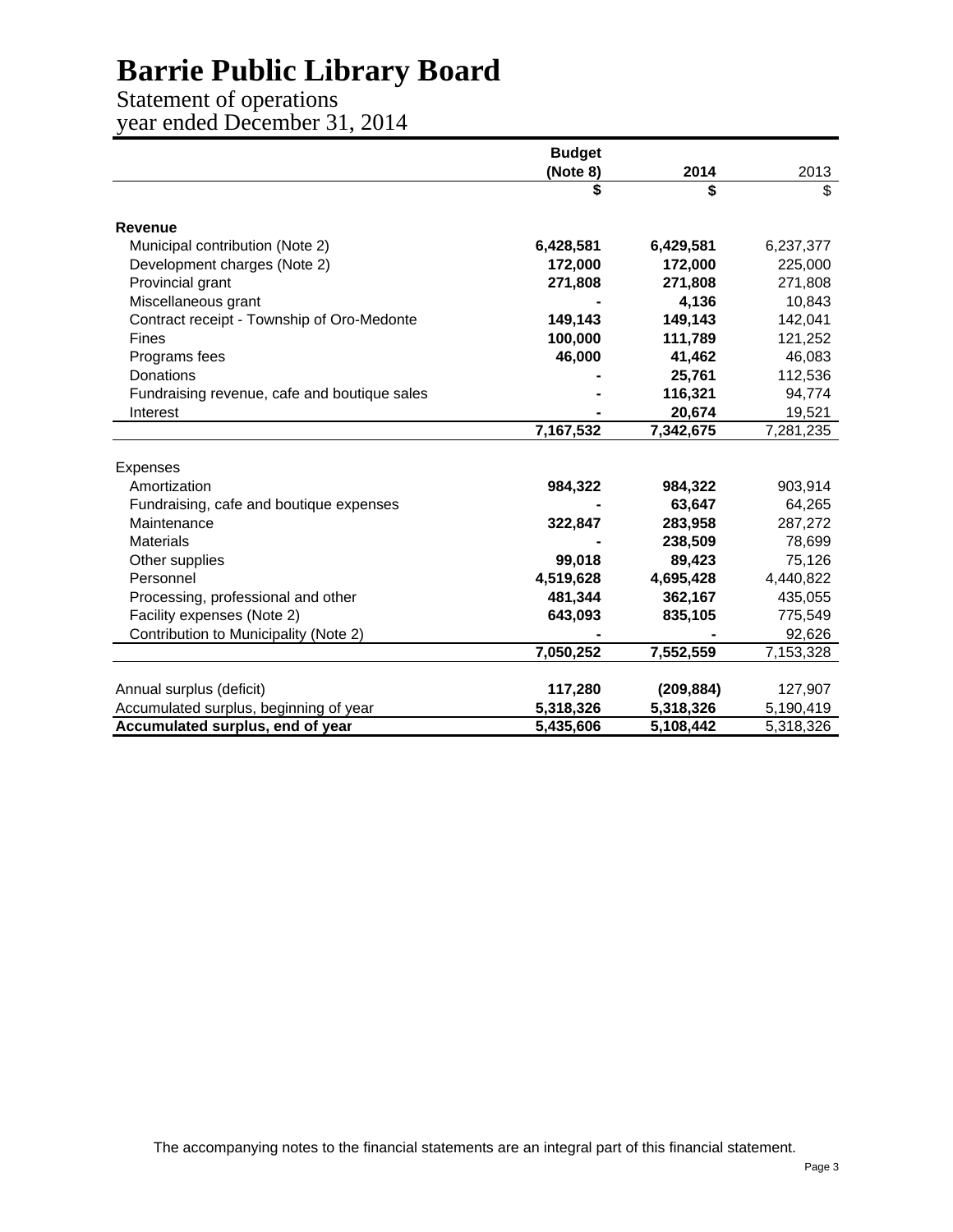# Barrie Public Library Board

## Statement of operations
### year ended December 31, 2014

| | Budget (Note 8) | 2014 | 2013 |
|---|---|---|---|
| | $ | $ | $ |
| **Revenue** | | | |
| Municipal contribution (Note 2) | **6,428,581** | **6,429,581** | 6,237,377 |
| Development charges (Note 2) | **172,000** | **172,000** | 225,000 |
| Provincial grant | **271,808** | **271,808** | 271,808 |
| Miscellaneous grant | **-** | **4,136** | 10,843 |
| Contract receipt - Township of Oro-Medonte | **149,143** | **149,143** | 142,041 |
| Fines | **100,000** | **111,789** | 121,252 |
| Programs fees | **46,000** | **41,462** | 46,083 |
| Donations | **-** | **25,761** | 112,536 |
| Fundraising revenue, cafe and boutique sales | **-** | **116,321** | 94,774 |
| Interest | **-** | **20,674** | 19,521 |
| | **7,167,532** | **7,342,675** | 7,281,235 |
| Expenses | | | |
| Amortization | **984,322** | **984,322** | 903,914 |
| Fundraising, cafe and boutique expenses | **-** | **63,647** | 64,265 |
| Maintenance | **322,847** | **283,958** | 287,272 |
| Materials | **-** | **238,509** | 78,699 |
| Other supplies | **99,018** | **89,423** | 75,126 |
| Personnel | **4,519,628** | **4,695,428** | 4,440,822 |
| Processing, professional and other | **481,344** | **362,167** | 435,055 |
| Facility expenses (Note 2) | **643,093** | **835,105** | 775,549 |
| Contribution to Municipality (Note 2) | **-** | **-** | 92,626 |
| | **7,050,252** | **7,552,559** | 7,153,328 |
| Annual surplus (deficit) | **117,280** | **(209,884)** | 127,907 |
| Accumulated surplus, beginning of year | **5,318,326** | **5,318,326** | 5,190,419 |
| **Accumulated surplus, end of year** | **5,435,606** | **5,108,442** | 5,318,326 |

The accompanying notes to the financial statements are an integral part of this financial statement.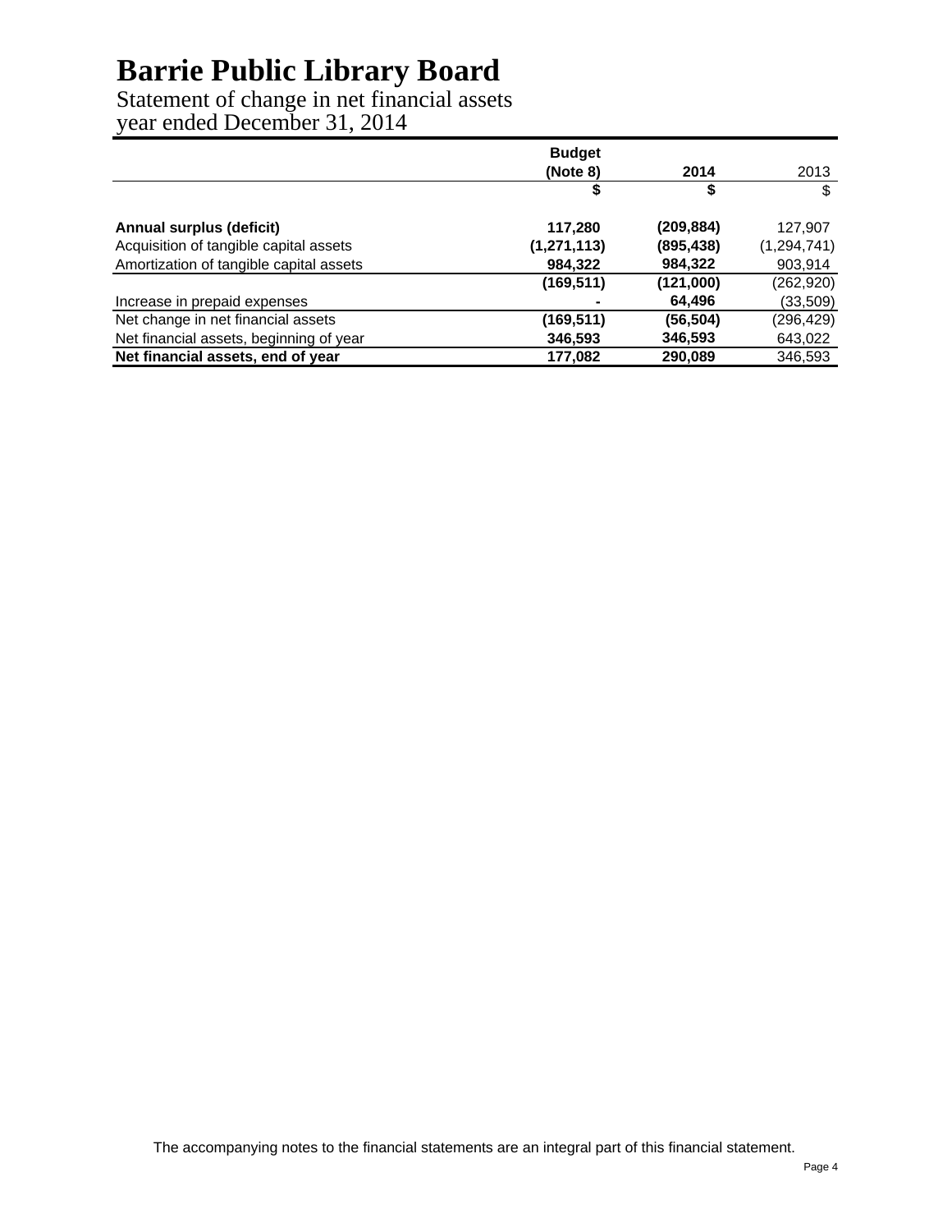# Barrie Public Library Board

Statement of change in net financial assets
year ended December 31, 2014

| | Budget (Note 8) | 2014 | 2013 |
|---|---|---|---|
| | $ | $ | $ |
| **Annual surplus (deficit)** | **117,280** | **(209,884)** | 127,907 |
| Acquisition of tangible capital assets | **(1,271,113)** | **(895,438)** | (1,294,741) |
| Amortization of tangible capital assets | **984,322** | **984,322** | 903,914 |
| | **(169,511)** | **(121,000)** | (262,920) |
| Increase in prepaid expenses | **-** | **64,496** | (33,509) |
| Net change in net financial assets | **(169,511)** | **(56,504)** | (296,429) |
| Net financial assets, beginning of year | **346,593** | **346,593** | 643,022 |
| **Net financial assets, end of year** | **177,082** | **290,089** | 346,593 |

The accompanying notes to the financial statements are an integral part of this financial statement.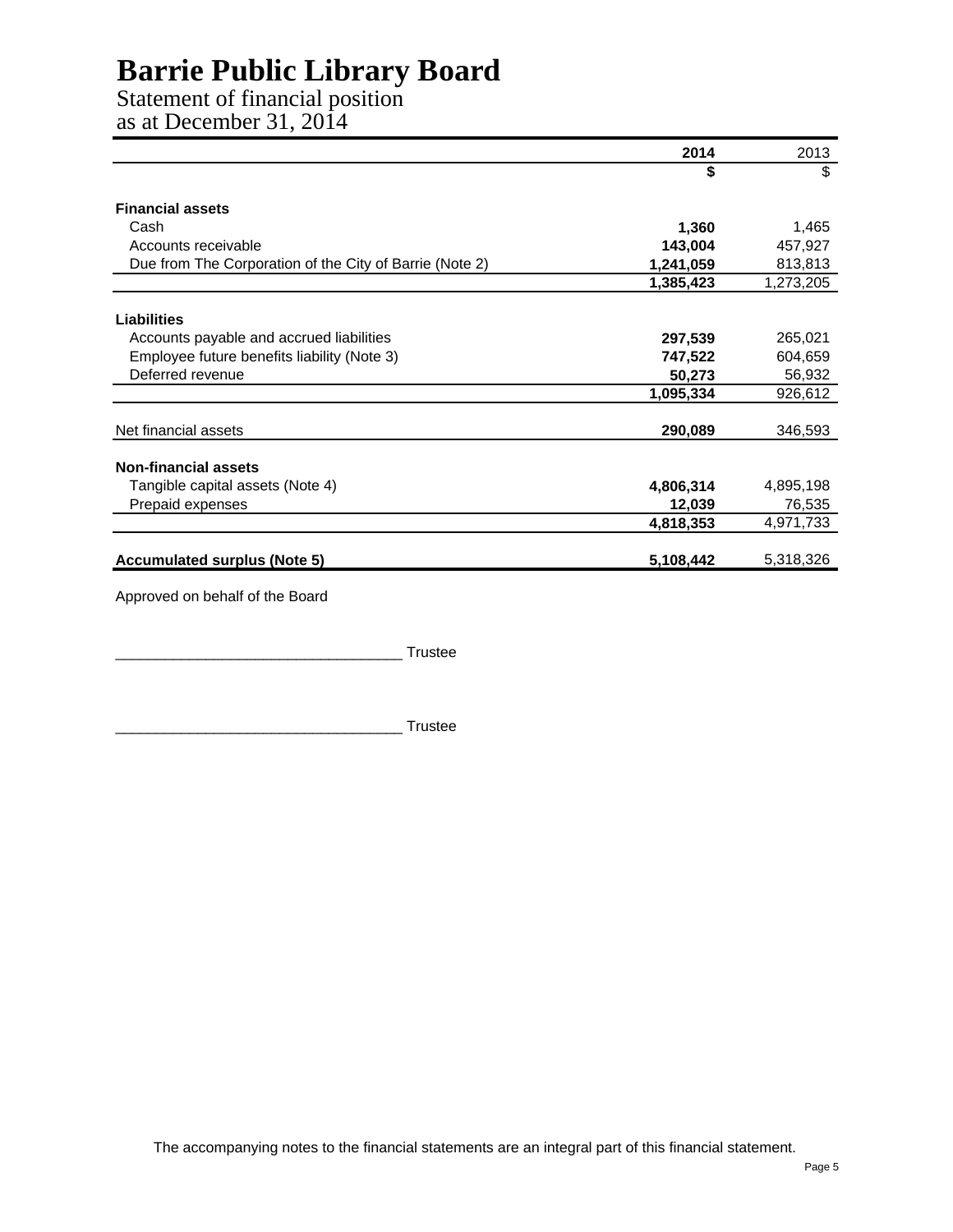# Barrie Public Library Board

Statement of financial position
as at December 31, 2014

| | 2014 | 2013 |
|---|---|---|
| | $ | $ |
| **Financial assets** | | |
| Cash | **1,360** | 1,465 |
| Accounts receivable | **143,004** | 457,927 |
| Due from The Corporation of the City of Barrie (Note 2) | **1,241,059** | 813,813 |
| | **1,385,423** | 1,273,205 |
| **Liabilities** | | |
| Accounts payable and accrued liabilities | **297,539** | 265,021 |
| Employee future benefits liability (Note 3) | **747,522** | 604,659 |
| Deferred revenue | **50,273** | 56,932 |
| | **1,095,334** | 926,612 |
| Net financial assets | **290,089** | 346,593 |
| **Non-financial assets** | | |
| Tangible capital assets (Note 4) | **4,806,314** | 4,895,198 |
| Prepaid expenses | **12,039** | 76,535 |
| | **4,818,353** | 4,971,733 |
| **Accumulated surplus (Note 5)** | **5,108,442** | 5,318,326 |

Approved on behalf of the Board

___________________________________ Trustee

___________________________________ Trustee

The accompanying notes to the financial statements are an integral part of this financial statement.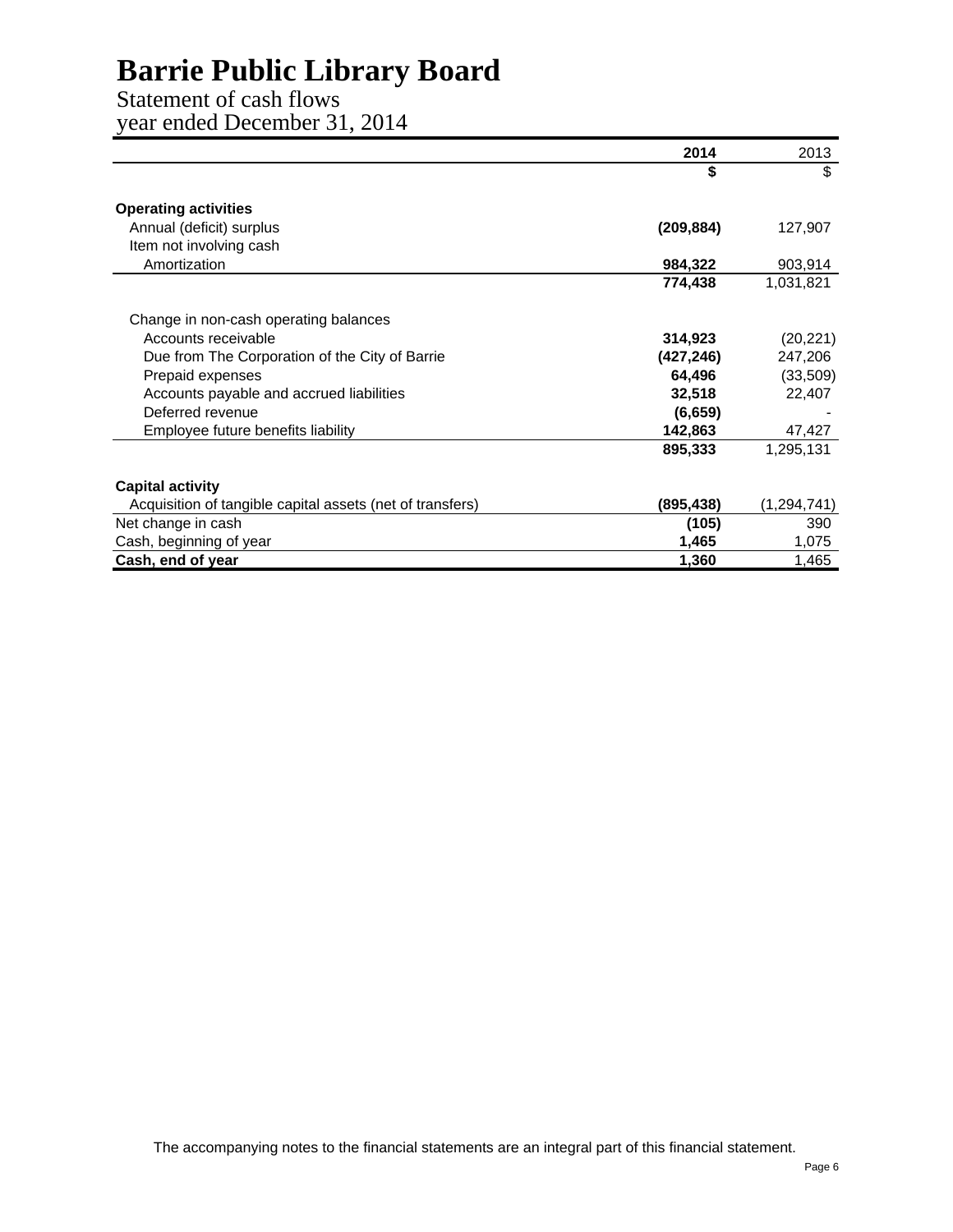# Barrie Public Library Board

Statement of cash flows
year ended December 31, 2014

| | 2014 | 2013 |
|---|---|---|
| | **$** | $ |
| **Operating activities** | | |
| Annual (deficit) surplus | **(209,884)** | 127,907 |
| Item not involving cash | | |
| Amortization | **984,322** | 903,914 |
| | **774,438** | 1,031,821 |
| Change in non-cash operating balances | | |
| Accounts receivable | **314,923** | (20,221) |
| Due from The Corporation of the City of Barrie | **(427,246)** | 247,206 |
| Prepaid expenses | **64,496** | (33,509) |
| Accounts payable and accrued liabilities | **32,518** | 22,407 |
| Deferred revenue | **(6,659)** | - |
| Employee future benefits liability | **142,863** | 47,427 |
| | **895,333** | 1,295,131 |
| **Capital activity** | | |
| Acquisition of tangible capital assets (net of transfers) | **(895,438)** | (1,294,741) |
| Net change in cash | **(105)** | 390 |
| Cash, beginning of year | **1,465** | 1,075 |
| **Cash, end of year** | **1,360** | 1,465 |

The accompanying notes to the financial statements are an integral part of this financial statement.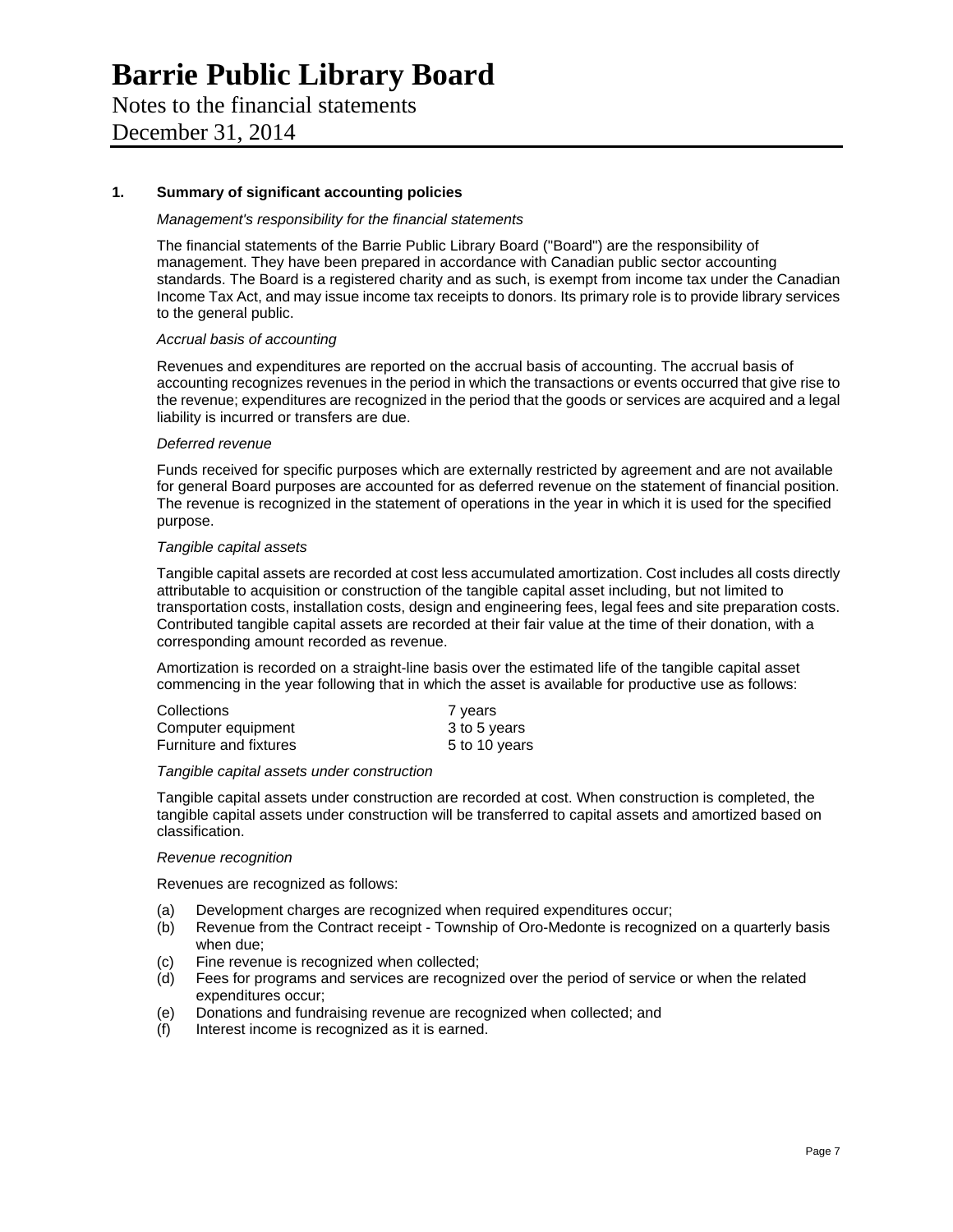# Barrie Public Library Board

Notes to the financial statements
December 31, 2014

## 1. Summary of significant accounting policies

*Management's responsibility for the financial statements*

The financial statements of the Barrie Public Library Board ("Board") are the responsibility of management. They have been prepared in accordance with Canadian public sector accounting standards. The Board is a registered charity and as such, is exempt from income tax under the Canadian Income Tax Act, and may issue income tax receipts to donors. Its primary role is to provide library services to the general public.

*Accrual basis of accounting*

Revenues and expenditures are reported on the accrual basis of accounting. The accrual basis of accounting recognizes revenues in the period in which the transactions or events occurred that give rise to the revenue; expenditures are recognized in the period that the goods or services are acquired and a legal liability is incurred or transfers are due.

*Deferred revenue*

Funds received for specific purposes which are externally restricted by agreement and are not available for general Board purposes are accounted for as deferred revenue on the statement of financial position. The revenue is recognized in the statement of operations in the year in which it is used for the specified purpose.

*Tangible capital assets*

Tangible capital assets are recorded at cost less accumulated amortization. Cost includes all costs directly attributable to acquisition or construction of the tangible capital asset including, but not limited to transportation costs, installation costs, design and engineering fees, legal fees and site preparation costs. Contributed tangible capital assets are recorded at their fair value at the time of their donation, with a corresponding amount recorded as revenue.

Amortization is recorded on a straight-line basis over the estimated life of the tangible capital asset commencing in the year following that in which the asset is available for productive use as follows:

| | |
|---|---|
| Collections | 7 years |
| Computer equipment | 3 to 5 years |
| Furniture and fixtures | 5 to 10 years |

*Tangible capital assets under construction*

Tangible capital assets under construction are recorded at cost. When construction is completed, the tangible capital assets under construction will be transferred to capital assets and amortized based on classification.

*Revenue recognition*

Revenues are recognized as follows:

(a) Development charges are recognized when required expenditures occur;
(b) Revenue from the Contract receipt - Township of Oro-Medonte is recognized on a quarterly basis when due;
(c) Fine revenue is recognized when collected;
(d) Fees for programs and services are recognized over the period of service or when the related expenditures occur;
(e) Donations and fundraising revenue are recognized when collected; and
(f) Interest income is recognized as it is earned.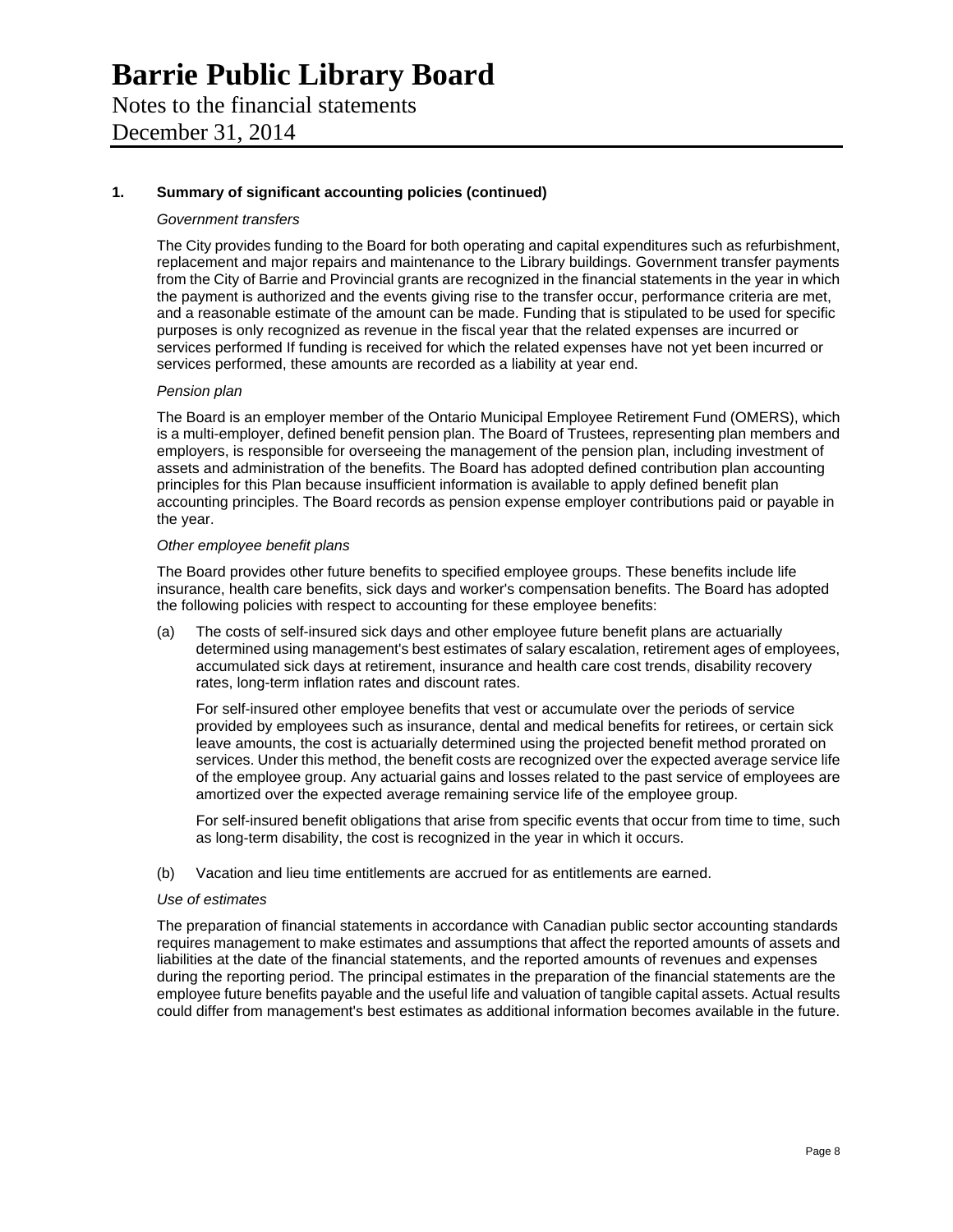# Barrie Public Library Board

Notes to the financial statements

December 31, 2014

## 1. Summary of significant accounting policies (continued)

*Government transfers*

The City provides funding to the Board for both operating and capital expenditures such as refurbishment, replacement and major repairs and maintenance to the Library buildings. Government transfer payments from the City of Barrie and Provincial grants are recognized in the financial statements in the year in which the payment is authorized and the events giving rise to the transfer occur, performance criteria are met, and a reasonable estimate of the amount can be made. Funding that is stipulated to be used for specific purposes is only recognized as revenue in the fiscal year that the related expenses are incurred or services performed If funding is received for which the related expenses have not yet been incurred or services performed, these amounts are recorded as a liability at year end.

*Pension plan*

The Board is an employer member of the Ontario Municipal Employee Retirement Fund (OMERS), which is a multi-employer, defined benefit pension plan. The Board of Trustees, representing plan members and employers, is responsible for overseeing the management of the pension plan, including investment of assets and administration of the benefits. The Board has adopted defined contribution plan accounting principles for this Plan because insufficient information is available to apply defined benefit plan accounting principles. The Board records as pension expense employer contributions paid or payable in the year.

*Other employee benefit plans*

The Board provides other future benefits to specified employee groups. These benefits include life insurance, health care benefits, sick days and worker's compensation benefits. The Board has adopted the following policies with respect to accounting for these employee benefits:

(a) The costs of self-insured sick days and other employee future benefit plans are actuarially determined using management's best estimates of salary escalation, retirement ages of employees, accumulated sick days at retirement, insurance and health care cost trends, disability recovery rates, long-term inflation rates and discount rates.

For self-insured other employee benefits that vest or accumulate over the periods of service provided by employees such as insurance, dental and medical benefits for retirees, or certain sick leave amounts, the cost is actuarially determined using the projected benefit method prorated on services. Under this method, the benefit costs are recognized over the expected average service life of the employee group. Any actuarial gains and losses related to the past service of employees are amortized over the expected average remaining service life of the employee group.

For self-insured benefit obligations that arise from specific events that occur from time to time, such as long-term disability, the cost is recognized in the year in which it occurs.

(b) Vacation and lieu time entitlements are accrued for as entitlements are earned.

*Use of estimates*

The preparation of financial statements in accordance with Canadian public sector accounting standards requires management to make estimates and assumptions that affect the reported amounts of assets and liabilities at the date of the financial statements, and the reported amounts of revenues and expenses during the reporting period. The principal estimates in the preparation of the financial statements are the employee future benefits payable and the useful life and valuation of tangible capital assets. Actual results could differ from management's best estimates as additional information becomes available in the future.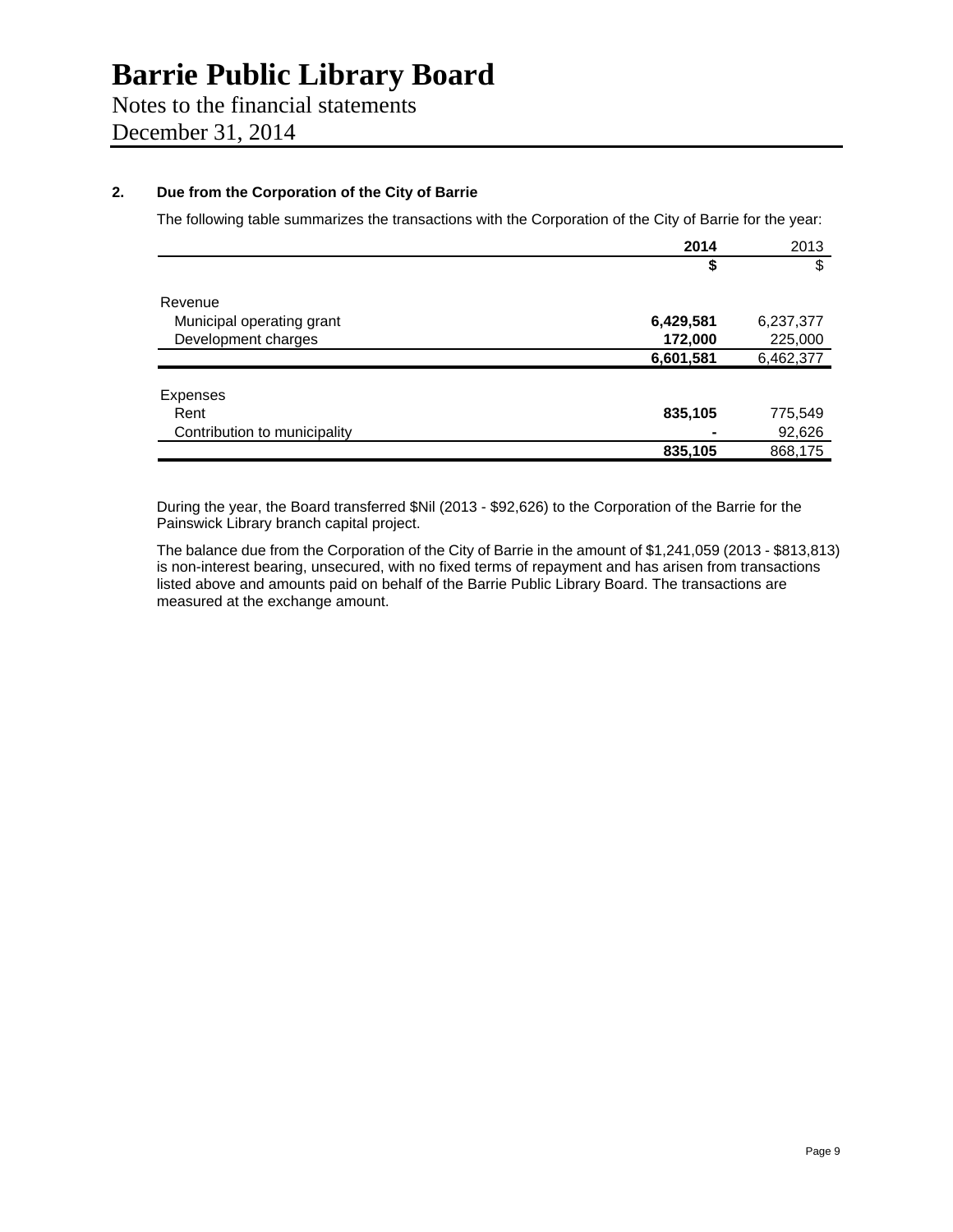# Barrie Public Library Board

Notes to the financial statements

December 31, 2014

## 2. Due from the Corporation of the City of Barrie

The following table summarizes the transactions with the Corporation of the City of Barrie for the year:

| | **2014** | 2013 |
|---|---|---|
| | **$** | $ |
| Revenue | | |
| Municipal operating grant | **6,429,581** | 6,237,377 |
| Development charges | **172,000** | 225,000 |
| | **6,601,581** | 6,462,377 |
| Expenses | | |
| Rent | **835,105** | 775,549 |
| Contribution to municipality | **-** | 92,626 |
| | **835,105** | 868,175 |

During the year, the Board transferred $Nil (2013 - $92,626) to the Corporation of the Barrie for the Painswick Library branch capital project.

The balance due from the Corporation of the City of Barrie in the amount of $1,241,059 (2013 - $813,813) is non-interest bearing, unsecured, with no fixed terms of repayment and has arisen from transactions listed above and amounts paid on behalf of the Barrie Public Library Board. The transactions are measured at the exchange amount.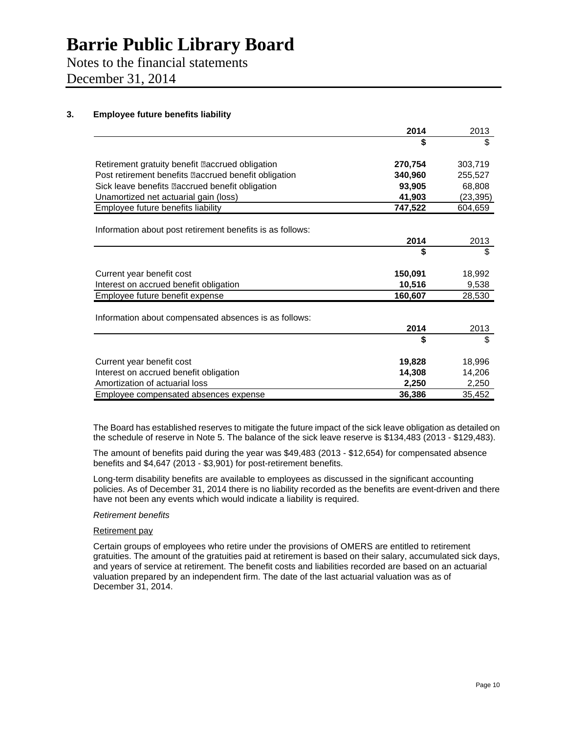# Barrie Public Library Board

Notes to the financial statements
December 31, 2014

## 3. Employee future benefits liability

| | 2014 | 2013 |
|---|---|---|
| | $ | $ |
| Retirement gratuity benefit accrued obligation | 270,754 | 303,719 |
| Post retirement benefits accrued benefit obligation | 340,960 | 255,527 |
| Sick leave benefits accrued benefit obligation | 93,905 | 68,808 |
| Unamortized net actuarial gain (loss) | 41,903 | (23,395) |
| Employee future benefits liability | 747,522 | 604,659 |

Information about post retirement benefits is as follows:

| | 2014 | 2013 |
|---|---|---|
| | $ | $ |
| Current year benefit cost | 150,091 | 18,992 |
| Interest on accrued benefit obligation | 10,516 | 9,538 |
| Employee future benefit expense | 160,607 | 28,530 |

Information about compensated absences is as follows:

| | 2014 | 2013 |
|---|---|---|
| | $ | $ |
| Current year benefit cost | 19,828 | 18,996 |
| Interest on accrued benefit obligation | 14,308 | 14,206 |
| Amortization of actuarial loss | 2,250 | 2,250 |
| Employee compensated absences expense | 36,386 | 35,452 |

The Board has established reserves to mitigate the future impact of the sick leave obligation as detailed on the schedule of reserve in Note 5. The balance of the sick leave reserve is $134,483 (2013 - $129,483).

The amount of benefits paid during the year was $49,483 (2013 - $12,654) for compensated absence benefits and $4,647 (2013 - $3,901) for post-retirement benefits.

Long-term disability benefits are available to employees as discussed in the significant accounting policies. As of December 31, 2014 there is no liability recorded as the benefits are event-driven and there have not been any events which would indicate a liability is required.

*Retirement benefits*

Retirement pay

Certain groups of employees who retire under the provisions of OMERS are entitled to retirement gratuities. The amount of the gratuities paid at retirement is based on their salary, accumulated sick days, and years of service at retirement. The benefit costs and liabilities recorded are based on an actuarial valuation prepared by an independent firm. The date of the last actuarial valuation was as of December 31, 2014.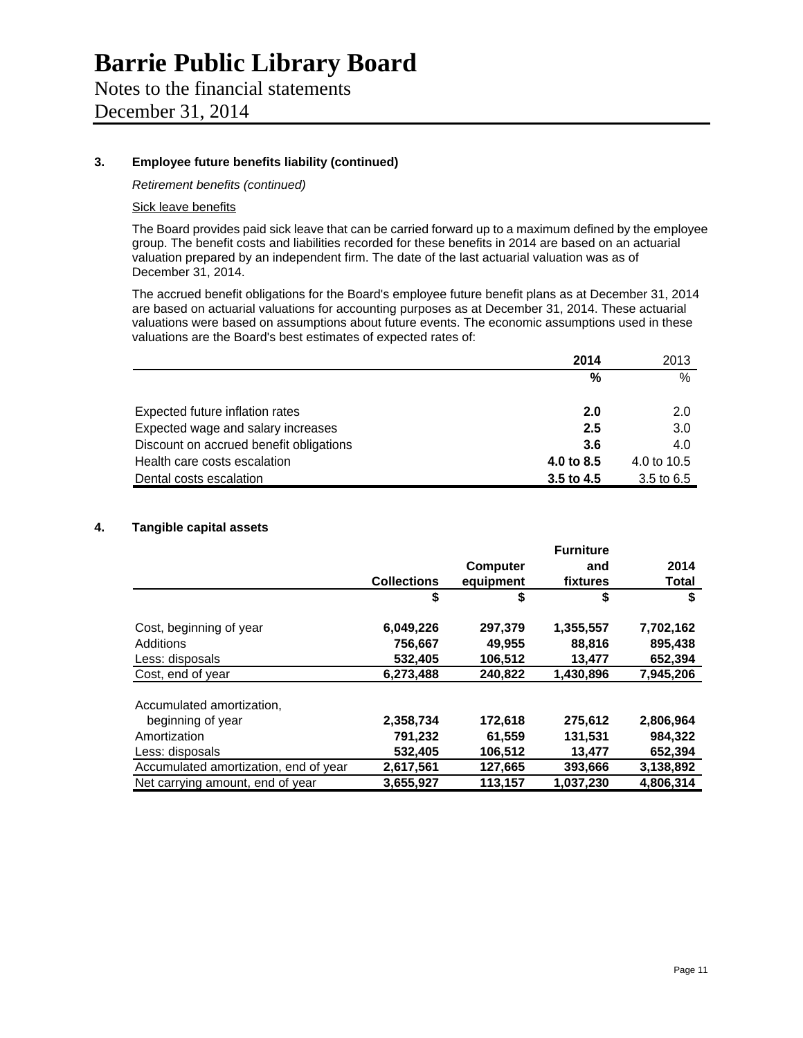# Barrie Public Library Board

Notes to the financial statements
December 31, 2014

### 3. Employee future benefits liability (continued)

*Retirement benefits (continued)*

Sick leave benefits

The Board provides paid sick leave that can be carried forward up to a maximum defined by the employee group. The benefit costs and liabilities recorded for these benefits in 2014 are based on an actuarial valuation prepared by an independent firm. The date of the last actuarial valuation was as of December 31, 2014.

The accrued benefit obligations for the Board's employee future benefit plans as at December 31, 2014 are based on actuarial valuations for accounting purposes as at December 31, 2014. These actuarial valuations were based on assumptions about future events. The economic assumptions used in these valuations are the Board's best estimates of expected rates of:

| | **2014** | 2013 |
|---|---|---|
| | **%** | % |
| Expected future inflation rates | **2.0** | 2.0 |
| Expected wage and salary increases | **2.5** | 3.0 |
| Discount on accrued benefit obligations | **3.6** | 4.0 |
| Health care costs escalation | **4.0 to 8.5** | 4.0 to 10.5 |
| Dental costs escalation | **3.5 to 4.5** | 3.5 to 6.5 |

### 4. Tangible capital assets

| | **Collections** | **Computer equipment** | **Furniture and fixtures** | **2014 Total** |
|---|---|---|---|---|
| | **$** | **$** | **$** | **$** |
| Cost, beginning of year | **6,049,226** | **297,379** | **1,355,557** | **7,702,162** |
| Additions | **756,667** | **49,955** | **88,816** | **895,438** |
| Less: disposals | **532,405** | **106,512** | **13,477** | **652,394** |
| Cost, end of year | **6,273,488** | **240,822** | **1,430,896** | **7,945,206** |
| Accumulated amortization, beginning of year | **2,358,734** | **172,618** | **275,612** | **2,806,964** |
| Amortization | **791,232** | **61,559** | **131,531** | **984,322** |
| Less: disposals | **532,405** | **106,512** | **13,477** | **652,394** |
| Accumulated amortization, end of year | **2,617,561** | **127,665** | **393,666** | **3,138,892** |
| Net carrying amount, end of year | **3,655,927** | **113,157** | **1,037,230** | **4,806,314** |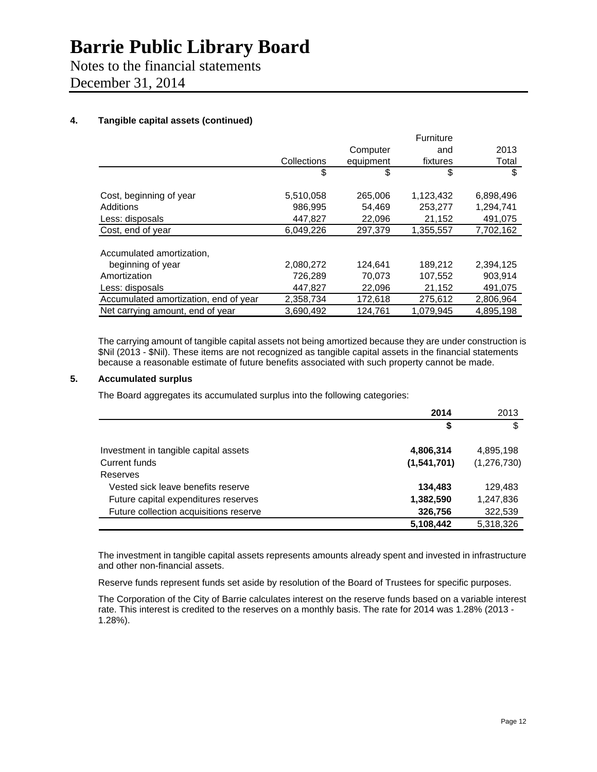# Barrie Public Library Board

Notes to the financial statements

December 31, 2014

### 4. Tangible capital assets (continued)

| | Collections | Computer equipment | Furniture and fixtures | 2013 Total |
|---|---|---|---|---|
| | $ | $ | $ | $ |
| Cost, beginning of year | 5,510,058 | 265,006 | 1,123,432 | 6,898,496 |
| Additions | 986,995 | 54,469 | 253,277 | 1,294,741 |
| Less: disposals | 447,827 | 22,096 | 21,152 | 491,075 |
| Cost, end of year | 6,049,226 | 297,379 | 1,355,557 | 7,702,162 |
| Accumulated amortization, beginning of year | 2,080,272 | 124,641 | 189,212 | 2,394,125 |
| Amortization | 726,289 | 70,073 | 107,552 | 903,914 |
| Less: disposals | 447,827 | 22,096 | 21,152 | 491,075 |
| Accumulated amortization, end of year | 2,358,734 | 172,618 | 275,612 | 2,806,964 |
| Net carrying amount, end of year | 3,690,492 | 124,761 | 1,079,945 | 4,895,198 |

The carrying amount of tangible capital assets not being amortized because they are under construction is $Nil (2013 - $Nil). These items are not recognized as tangible capital assets in the financial statements because a reasonable estimate of future benefits associated with such property cannot be made.

### 5. Accumulated surplus

The Board aggregates its accumulated surplus into the following categories:

| | **2014** | 2013 |
|---|---|---|
| | **$** | $ |
| Investment in tangible capital assets | **4,806,314** | 4,895,198 |
| Current funds | **(1,541,701)** | (1,276,730) |
| Reserves | | |
| Vested sick leave benefits reserve | **134,483** | 129,483 |
| Future capital expenditures reserves | **1,382,590** | 1,247,836 |
| Future collection acquisitions reserve | **326,756** | 322,539 |
| | **5,108,442** | 5,318,326 |

The investment in tangible capital assets represents amounts already spent and invested in infrastructure and other non-financial assets.

Reserve funds represent funds set aside by resolution of the Board of Trustees for specific purposes.

The Corporation of the City of Barrie calculates interest on the reserve funds based on a variable interest rate. This interest is credited to the reserves on a monthly basis. The rate for 2014 was 1.28% (2013 - 1.28%).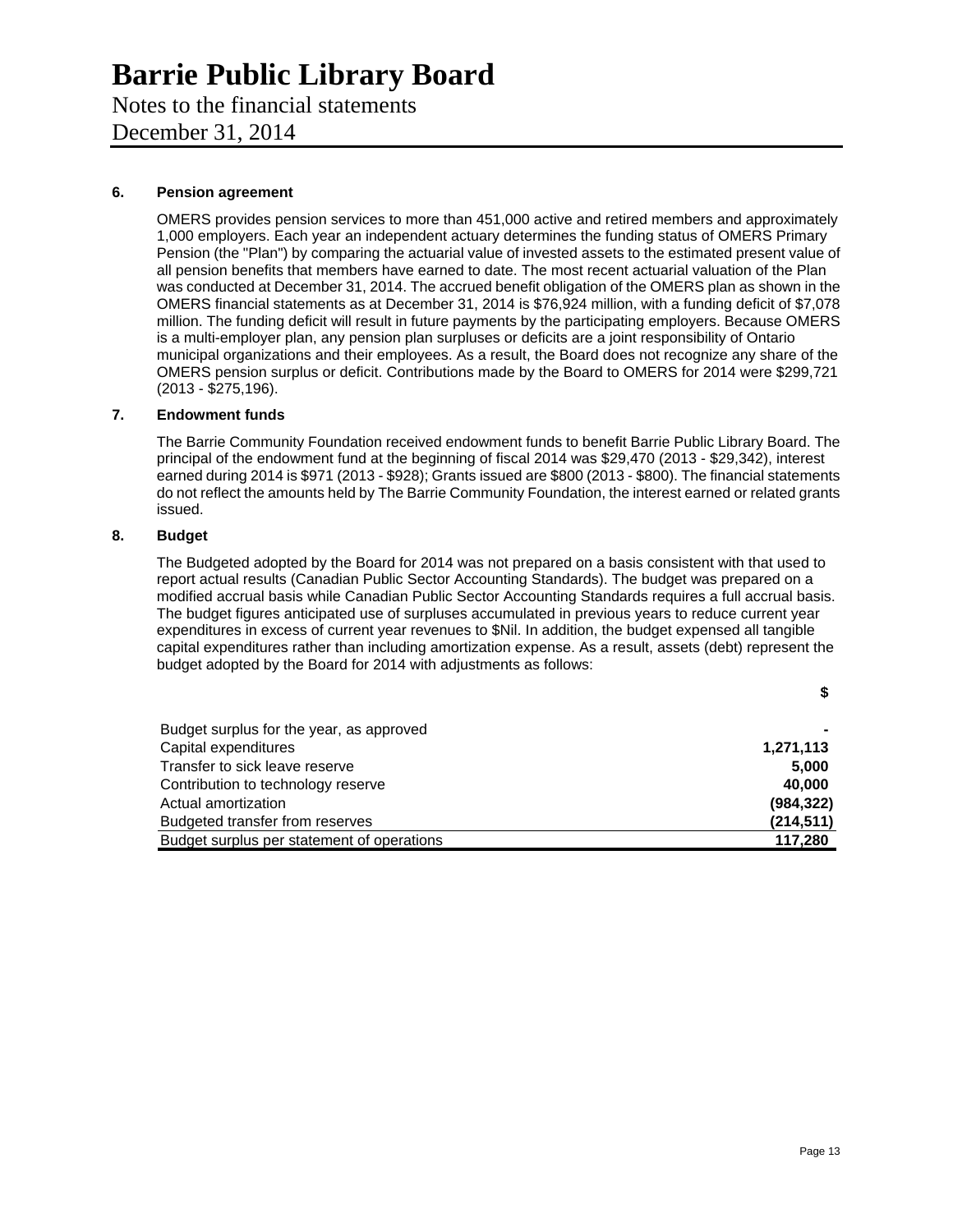# Barrie Public Library Board

Notes to the financial statements
December 31, 2014

### 6. Pension agreement

OMERS provides pension services to more than 451,000 active and retired members and approximately 1,000 employers. Each year an independent actuary determines the funding status of OMERS Primary Pension (the "Plan") by comparing the actuarial value of invested assets to the estimated present value of all pension benefits that members have earned to date. The most recent actuarial valuation of the Plan was conducted at December 31, 2014. The accrued benefit obligation of the OMERS plan as shown in the OMERS financial statements as at December 31, 2014 is $76,924 million, with a funding deficit of $7,078 million. The funding deficit will result in future payments by the participating employers. Because OMERS is a multi-employer plan, any pension plan surpluses or deficits are a joint responsibility of Ontario municipal organizations and their employees. As a result, the Board does not recognize any share of the OMERS pension surplus or deficit. Contributions made by the Board to OMERS for 2014 were $299,721 (2013 - $275,196).

### 7. Endowment funds

The Barrie Community Foundation received endowment funds to benefit Barrie Public Library Board. The principal of the endowment fund at the beginning of fiscal 2014 was $29,470 (2013 - $29,342), interest earned during 2014 is $971 (2013 - $928); Grants issued are $800 (2013 - $800). The financial statements do not reflect the amounts held by The Barrie Community Foundation, the interest earned or related grants issued.

### 8. Budget

The Budgeted adopted by the Board for 2014 was not prepared on a basis consistent with that used to report actual results (Canadian Public Sector Accounting Standards). The budget was prepared on a modified accrual basis while Canadian Public Sector Accounting Standards requires a full accrual basis. The budget figures anticipated use of surpluses accumulated in previous years to reduce current year expenditures in excess of current year revenues to $Nil. In addition, the budget expensed all tangible capital expenditures rather than including amortization expense. As a result, assets (debt) represent the budget adopted by the Board for 2014 with adjustments as follows:

| | $ |
|---|---|
| Budget surplus for the year, as approved | - |
| Capital expenditures | 1,271,113 |
| Transfer to sick leave reserve | 5,000 |
| Contribution to technology reserve | 40,000 |
| Actual amortization | (984,322) |
| Budgeted transfer from reserves | (214,511) |
| Budget surplus per statement of operations | 117,280 |